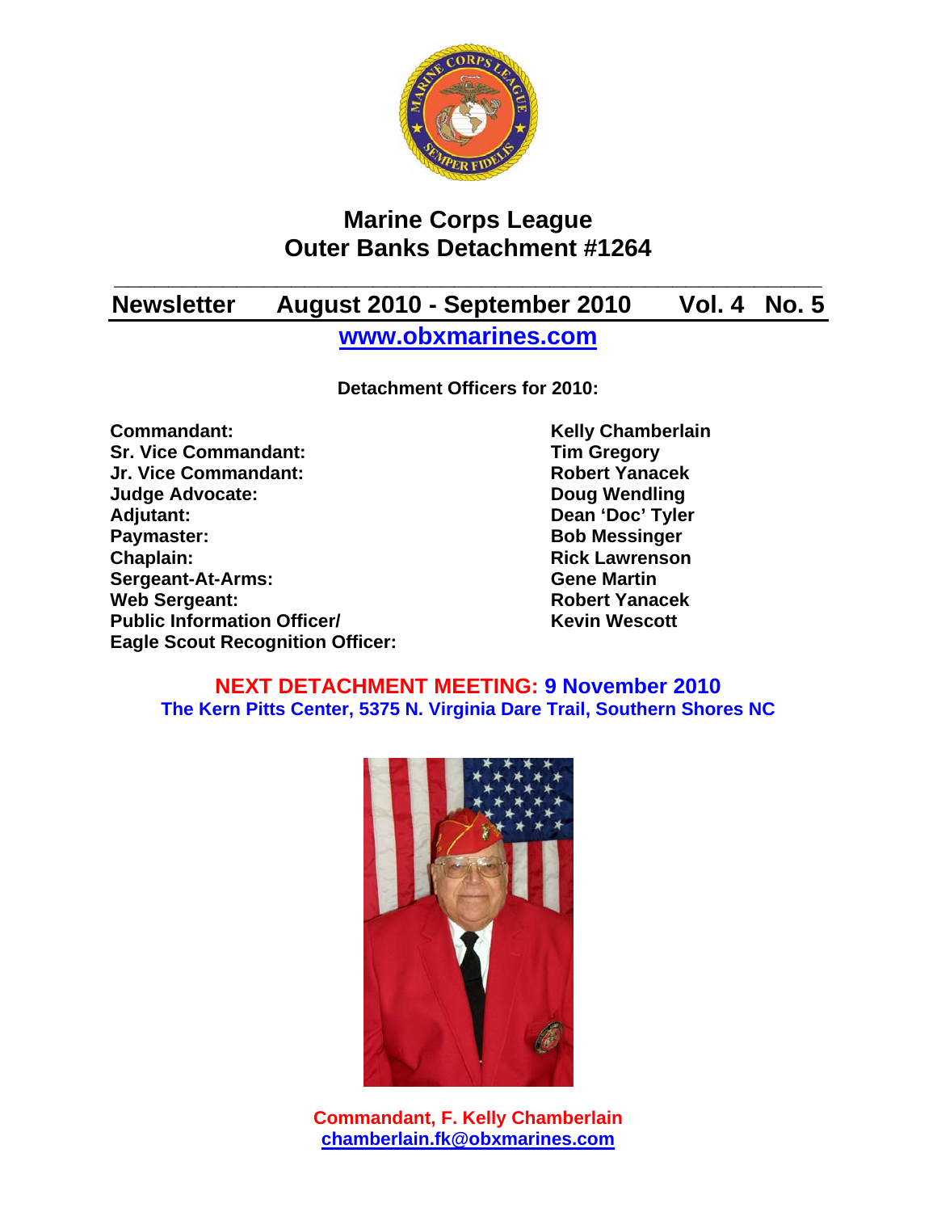# Marine Corps League
# Outer Banks Detachment #1264

**Newsletter August 2010 - September 2010 Vol. 4 No. 5**

[www.obxmarines.com](http://www.obxmarines.com)

**Detachment Officers for 2010:**

| | |
|---|---|
| **Commandant:** | **Kelly Chamberlain** |
| **Sr. Vice Commandant:** | **Tim Gregory** |
| **Jr. Vice Commandant:** | **Robert Yanacek** |
| **Judge Advocate:** | **Doug Wendling** |
| **Adjutant:** | **Dean 'Doc' Tyler** |
| **Paymaster:** | **Bob Messinger** |
| **Chaplain:** | **Rick Lawrenson** |
| **Sergeant-At-Arms:** | **Gene Martin** |
| **Web Sergeant:** | **Robert Yanacek** |
| **Public Information Officer/ Eagle Scout Recognition Officer:** | **Kevin Wescott** |

**NEXT DETACHMENT MEETING: 9 November 2010**
**The Kern Pitts Center, 5375 N. Virginia Dare Trail, Southern Shores NC**

**Commandant, F. Kelly Chamberlain**
[chamberlain.fk@obxmarines.com](mailto:chamberlain.fk@obxmarines.com)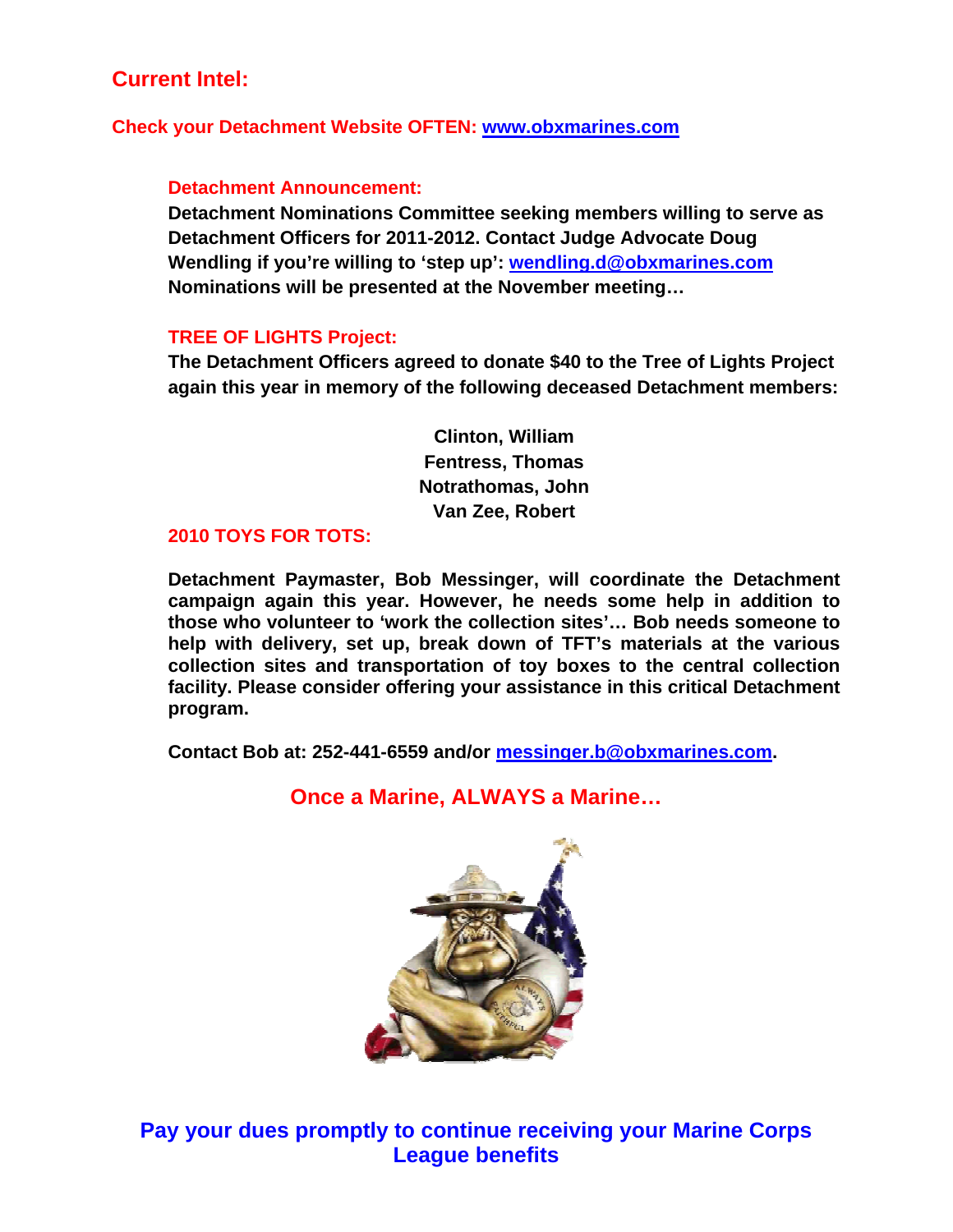## Current Intel:

**Check your Detachment Website OFTEN: [www.obxmarines.com](http://www.obxmarines.com)**

### Detachment Announcement:

**Detachment Nominations Committee seeking members willing to serve as Detachment Officers for 2011-2012. Contact Judge Advocate Doug Wendling if you're willing to 'step up': wendling.d@obxmarines.com Nominations will be presented at the November meeting…**

### TREE OF LIGHTS Project:

**The Detachment Officers agreed to donate $40 to the Tree of Lights Project again this year in memory of the following deceased Detachment members:**

**Clinton, William**
**Fentress, Thomas**
**Notrathomas, John**
**Van Zee, Robert**

### 2010 TOYS FOR TOTS:

**Detachment Paymaster, Bob Messinger, will coordinate the Detachment campaign again this year. However, he needs some help in addition to those who volunteer to 'work the collection sites'… Bob needs someone to help with delivery, set up, break down of TFT's materials at the various collection sites and transportation of toy boxes to the central collection facility. Please consider offering your assistance in this critical Detachment program.**

**Contact Bob at: 252-441-6559 and/or messinger.b@obxmarines.com.**

**Once a Marine, ALWAYS a Marine…**

**Pay your dues promptly to continue receiving your Marine Corps League benefits**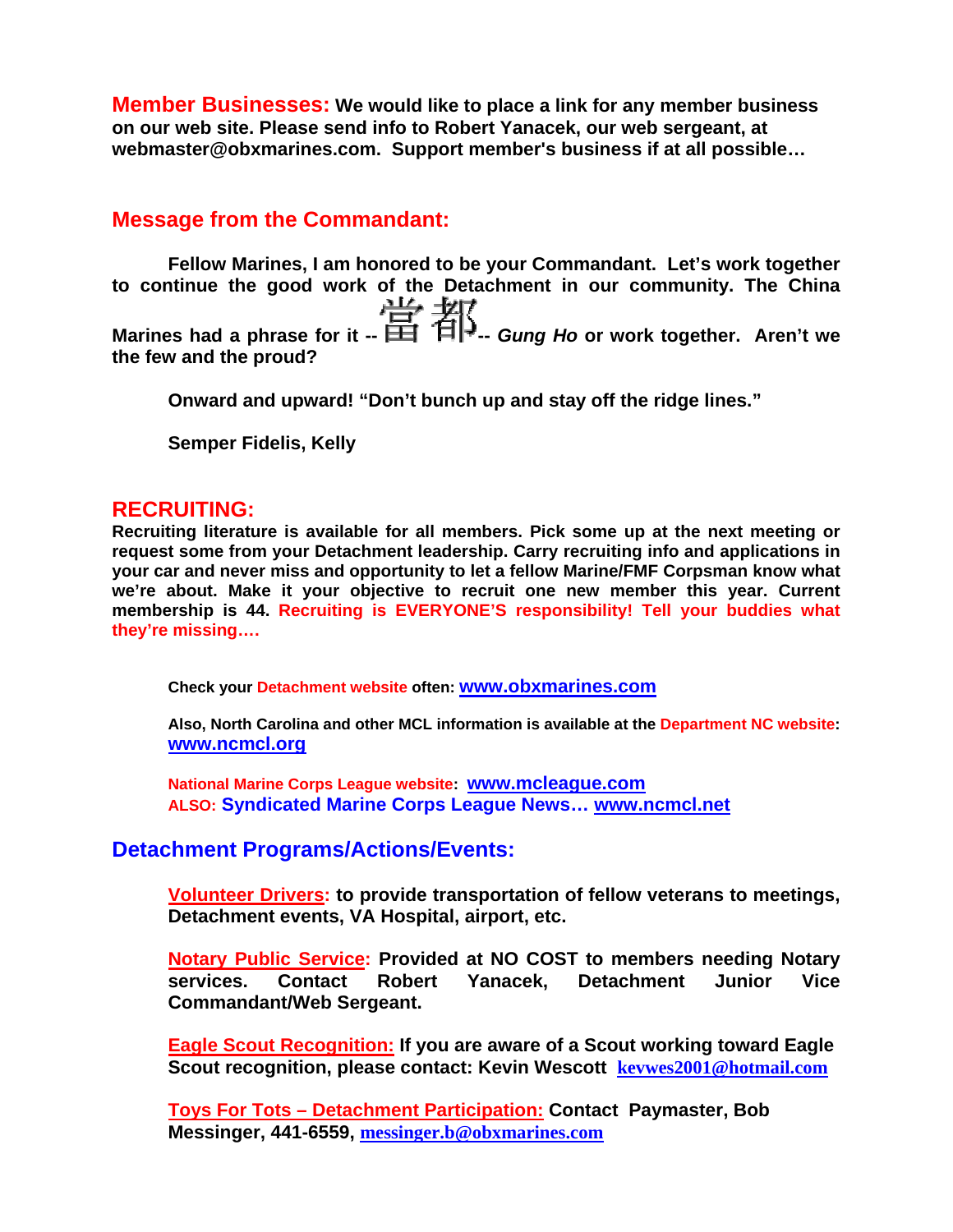**Member Businesses:** **We would like to place a link for any member business on our web site. Please send info to Robert Yanacek, our web sergeant, at webmaster@obxmarines.com. Support member's business if at all possible…**

## Message from the Commandant:

**Fellow Marines, I am honored to be your Commandant. Let's work together to continue the good work of the Detachment in our community. The China Marines had a phrase for it -- 當都 -- *Gung Ho* or work together. Aren't we the few and the proud?**

**Onward and upward! "Don't bunch up and stay off the ridge lines."**

**Semper Fidelis, Kelly**

## RECRUITING:

**Recruiting literature is available for all members. Pick some up at the next meeting or request some from your Detachment leadership. Carry recruiting info and applications in your car and never miss and opportunity to let a fellow Marine/FMF Corpsman know what we're about. Make it your objective to recruit one new member this year. Current membership is 44. Recruiting is EVERYONE'S responsibility! Tell your buddies what they're missing….**

**Check your Detachment website often: [www.obxmarines.com](http://www.obxmarines.com)**

**Also, North Carolina and other MCL information is available at the Department NC website: [www.ncmcl.org](http://www.ncmcl.org)**

**National Marine Corps League website: [www.mcleague.com](http://www.mcleague.com)**
**ALSO: Syndicated Marine Corps League News… [www.ncmcl.net](http://www.ncmcl.net)**

## Detachment Programs/Actions/Events:

**Volunteer Drivers: to provide transportation of fellow veterans to meetings, Detachment events, VA Hospital, airport, etc.**

**Notary Public Service: Provided at NO COST to members needing Notary services. Contact Robert Yanacek, Detachment Junior Vice Commandant/Web Sergeant.**

**Eagle Scout Recognition: If you are aware of a Scout working toward Eagle Scout recognition, please contact: Kevin Wescott kevwes2001@hotmail.com**

**Toys For Tots – Detachment Participation: Contact Paymaster, Bob Messinger, 441-6559, messinger.b@obxmarines.com**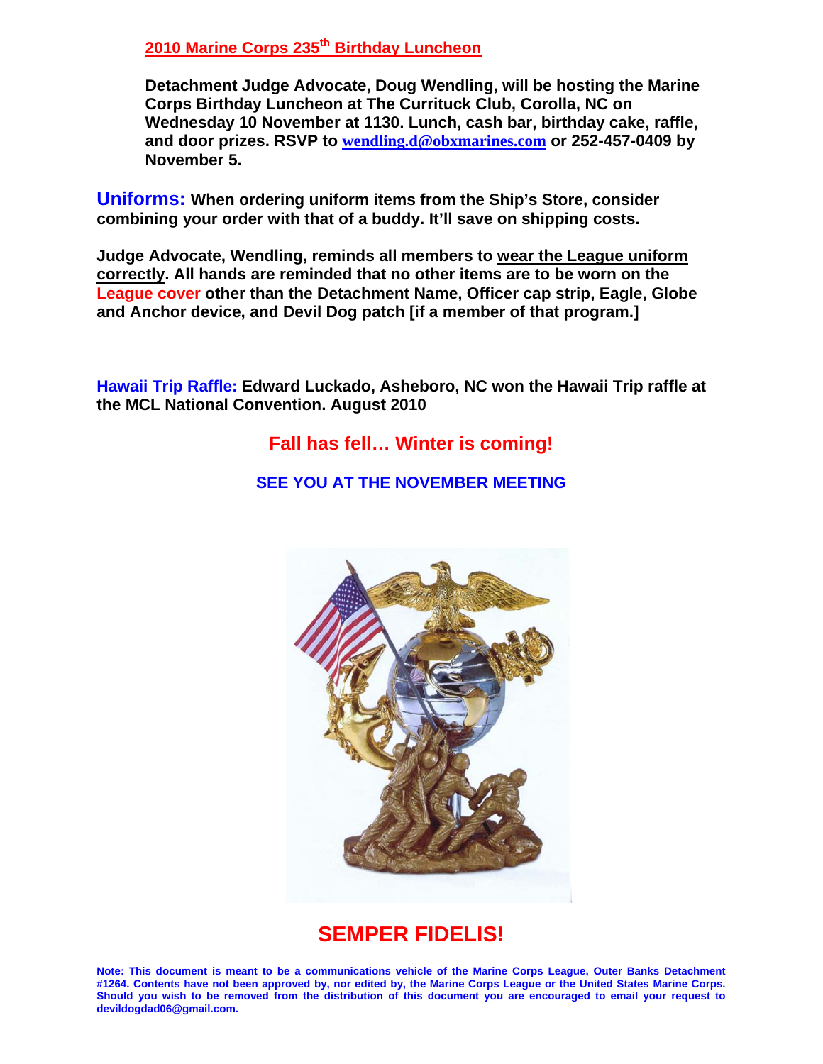## 2010 Marine Corps 235th Birthday Luncheon

**Detachment Judge Advocate, Doug Wendling, will be hosting the Marine Corps Birthday Luncheon at The Currituck Club, Corolla, NC on Wednesday 10 November at 1130. Lunch, cash bar, birthday cake, raffle, and door prizes. RSVP to wendling.d@obxmarines.com or 252-457-0409 by November 5.**

**Uniforms:** **When ordering uniform items from the Ship's Store, consider combining your order with that of a buddy. It'll save on shipping costs.**

**Judge Advocate, Wendling, reminds all members to wear the League uniform correctly. All hands are reminded that no other items are to be worn on the League cover other than the Detachment Name, Officer cap strip, Eagle, Globe and Anchor device, and Devil Dog patch [if a member of that program.]**

**Hawaii Trip Raffle:** **Edward Luckado, Asheboro, NC won the Hawaii Trip raffle at the MCL National Convention. August 2010**

**Fall has fell… Winter is coming!**

**SEE YOU AT THE NOVEMBER MEETING**

**SEMPER FIDELIS!**

**Note: This document is meant to be a communications vehicle of the Marine Corps League, Outer Banks Detachment #1264. Contents have not been approved by, nor edited by, the Marine Corps League or the United States Marine Corps. Should you wish to be removed from the distribution of this document you are encouraged to email your request to devildogdad06@gmail.com.**